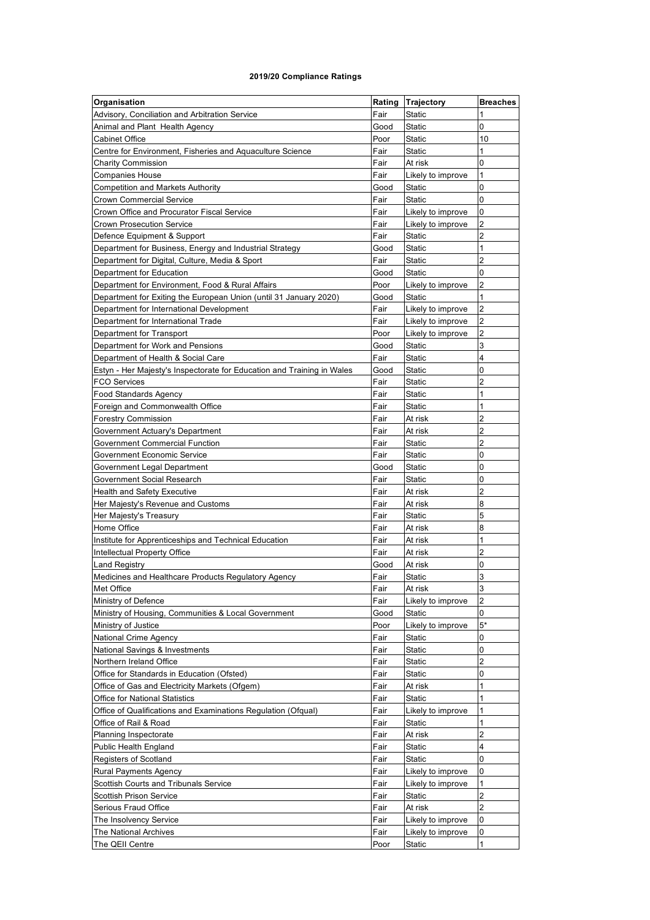# 2019/20 Compliance Ratings

| Organisation | Rating | Trajectory | Breaches |
|---|---|---|---|
| Advisory, Conciliation and Arbitration Service | Fair | Static | 1 |
| Animal and Plant Health Agency | Good | Static | 0 |
| Cabinet Office | Poor | Static | 10 |
| Centre for Environment, Fisheries and Aquaculture Science | Fair | Static | 1 |
| Charity Commission | Fair | At risk | 0 |
| Companies House | Fair | Likely to improve | 1 |
| Competition and Markets Authority | Good | Static | 0 |
| Crown Commercial Service | Fair | Static | 0 |
| Crown Office and Procurator Fiscal Service | Fair | Likely to improve | 0 |
| Crown Prosecution Service | Fair | Likely to improve | 2 |
| Defence Equipment & Support | Fair | Static | 2 |
| Department for Business, Energy and Industrial Strategy | Good | Static | 1 |
| Department for Digital, Culture, Media & Sport | Fair | Static | 2 |
| Department for Education | Good | Static | 0 |
| Department for Environment, Food & Rural Affairs | Poor | Likely to improve | 2 |
| Department for Exiting the European Union (until 31 January 2020) | Good | Static | 1 |
| Department for International Development | Fair | Likely to improve | 2 |
| Department for International Trade | Fair | Likely to improve | 2 |
| Department for Transport | Poor | Likely to improve | 2 |
| Department for Work and Pensions | Good | Static | 3 |
| Department of Health & Social Care | Fair | Static | 4 |
| Estyn - Her Majesty's Inspectorate for Education and Training in Wales | Good | Static | 0 |
| FCO Services | Fair | Static | 2 |
| Food Standards Agency | Fair | Static | 1 |
| Foreign and Commonwealth Office | Fair | Static | 1 |
| Forestry Commission | Fair | At risk | 2 |
| Government Actuary's Department | Fair | At risk | 2 |
| Government Commercial Function | Fair | Static | 2 |
| Government Economic Service | Fair | Static | 0 |
| Government Legal Department | Good | Static | 0 |
| Government Social Research | Fair | Static | 0 |
| Health and Safety Executive | Fair | At risk | 2 |
| Her Majesty's Revenue and Customs | Fair | At risk | 8 |
| Her Majesty's Treasury | Fair | Static | 5 |
| Home Office | Fair | At risk | 8 |
| Institute for Apprenticeships and Technical Education | Fair | At risk | 1 |
| Intellectual Property Office | Fair | At risk | 2 |
| Land Registry | Good | At risk | 0 |
| Medicines and Healthcare Products Regulatory Agency | Fair | Static | 3 |
| Met Office | Fair | At risk | 3 |
| Ministry of Defence | Fair | Likely to improve | 2 |
| Ministry of Housing, Communities & Local Government | Good | Static | 0 |
| Ministry of Justice | Poor | Likely to improve | 5* |
| National Crime Agency | Fair | Static | 0 |
| National Savings & Investments | Fair | Static | 0 |
| Northern Ireland Office | Fair | Static | 2 |
| Office for Standards in Education (Ofsted) | Fair | Static | 0 |
| Office of Gas and Electricity Markets (Ofgem) | Fair | At risk | 1 |
| Office for National Statistics | Fair | Static | 1 |
| Office of Qualifications and Examinations Regulation (Ofqual) | Fair | Likely to improve | 1 |
| Office of Rail & Road | Fair | Static | 1 |
| Planning Inspectorate | Fair | At risk | 2 |
| Public Health England | Fair | Static | 4 |
| Registers of Scotland | Fair | Static | 0 |
| Rural Payments Agency | Fair | Likely to improve | 0 |
| Scottish Courts and Tribunals Service | Fair | Likely to improve | 1 |
| Scottish Prison Service | Fair | Static | 2 |
| Serious Fraud Office | Fair | At risk | 2 |
| The Insolvency Service | Fair | Likely to improve | 0 |
| The National Archives | Fair | Likely to improve | 0 |
| The QEII Centre | Poor | Static | 1 |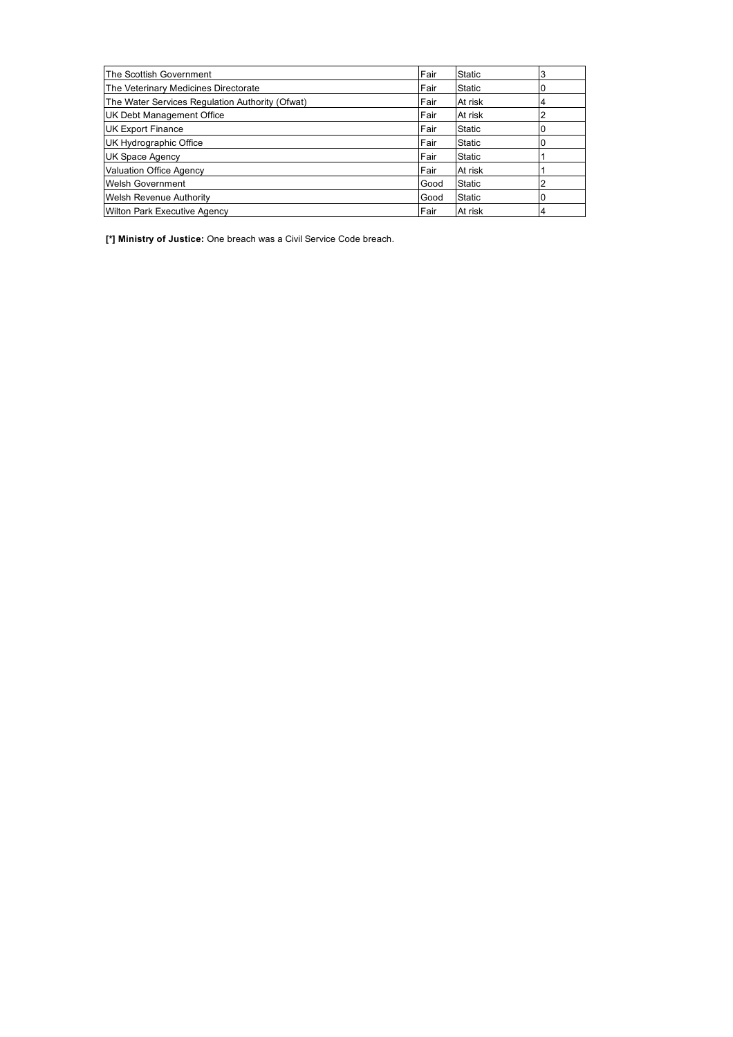| | | | |
|---|---|---|---|
| The Scottish Government | Fair | Static | 3 |
| The Veterinary Medicines Directorate | Fair | Static | 0 |
| The Water Services Regulation Authority (Ofwat) | Fair | At risk | 4 |
| UK Debt Management Office | Fair | At risk | 2 |
| UK Export Finance | Fair | Static | 0 |
| UK Hydrographic Office | Fair | Static | 0 |
| UK Space Agency | Fair | Static | 1 |
| Valuation Office Agency | Fair | At risk | 1 |
| Welsh Government | Good | Static | 2 |
| Welsh Revenue Authority | Good | Static | 0 |
| Wilton Park Executive Agency | Fair | At risk | 4 |

**[*] Ministry of Justice:** One breach was a Civil Service Code breach.